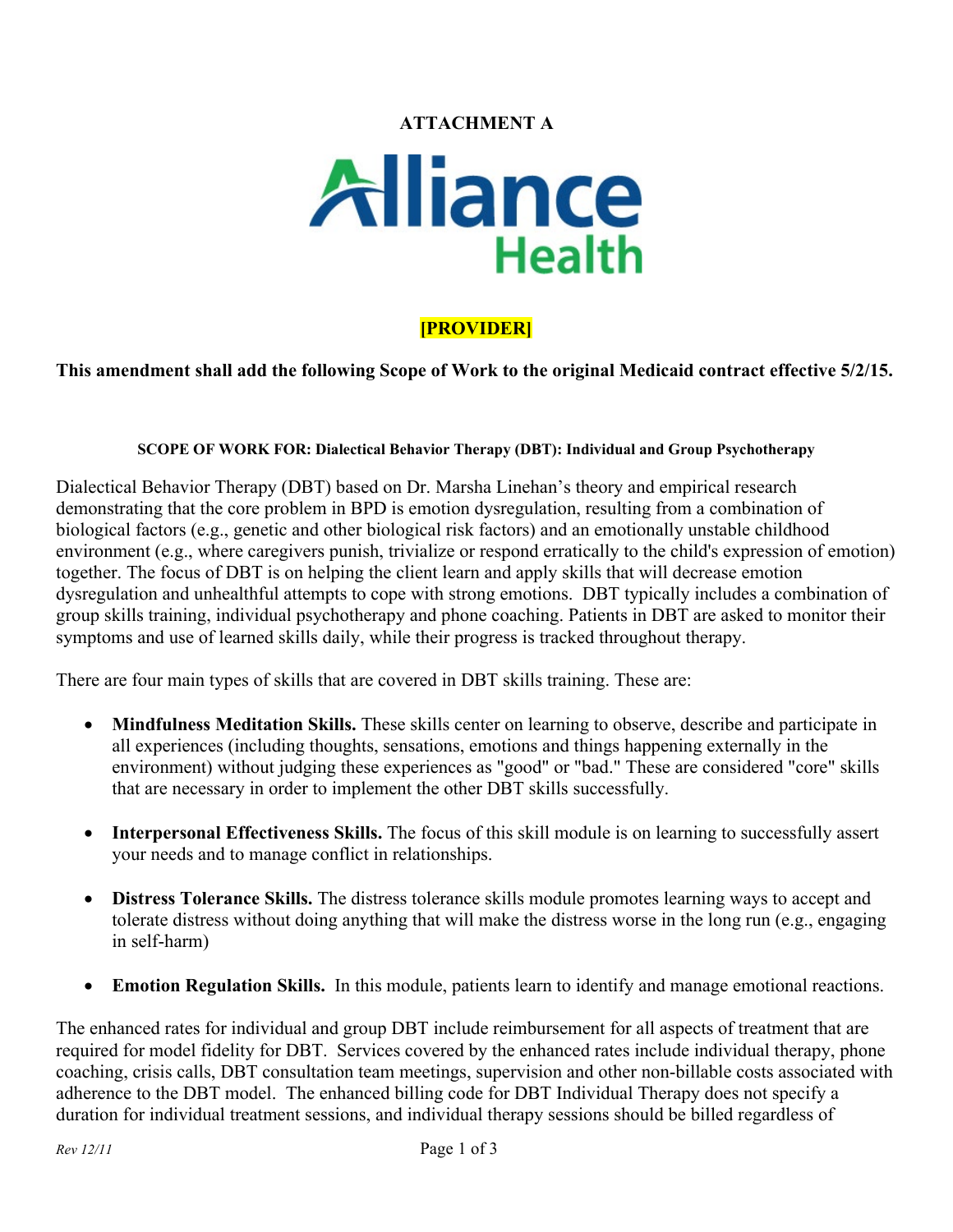**ATTACHMENT A**

Alliance Health

**[PROVIDER]**

**This amendment shall add the following Scope of Work to the original Medicaid contract effective 5/2/15.**

**SCOPE OF WORK FOR: Dialectical Behavior Therapy (DBT): Individual and Group Psychotherapy**

Dialectical Behavior Therapy (DBT) based on Dr. Marsha Linehan's theory and empirical research demonstrating that the core problem in BPD is emotion dysregulation, resulting from a combination of biological factors (e.g., genetic and other biological risk factors) and an emotionally unstable childhood environment (e.g., where caregivers punish, trivialize or respond erratically to the child's expression of emotion) together. The focus of DBT is on helping the client learn and apply skills that will decrease emotion dysregulation and unhealthful attempts to cope with strong emotions. DBT typically includes a combination of group skills training, individual psychotherapy and phone coaching. Patients in DBT are asked to monitor their symptoms and use of learned skills daily, while their progress is tracked throughout therapy.

There are four main types of skills that are covered in DBT skills training. These are:

- **Mindfulness Meditation Skills.** These skills center on learning to observe, describe and participate in all experiences (including thoughts, sensations, emotions and things happening externally in the environment) without judging these experiences as "good" or "bad." These are considered "core" skills that are necessary in order to implement the other DBT skills successfully.
- **Interpersonal Effectiveness Skills.** The focus of this skill module is on learning to successfully assert your needs and to manage conflict in relationships.
- **Distress Tolerance Skills.** The distress tolerance skills module promotes learning ways to accept and tolerate distress without doing anything that will make the distress worse in the long run (e.g., engaging in self-harm)
- **Emotion Regulation Skills.** In this module, patients learn to identify and manage emotional reactions.

The enhanced rates for individual and group DBT include reimbursement for all aspects of treatment that are required for model fidelity for DBT. Services covered by the enhanced rates include individual therapy, phone coaching, crisis calls, DBT consultation team meetings, supervision and other non-billable costs associated with adherence to the DBT model. The enhanced billing code for DBT Individual Therapy does not specify a duration for individual treatment sessions, and individual therapy sessions should be billed regardless of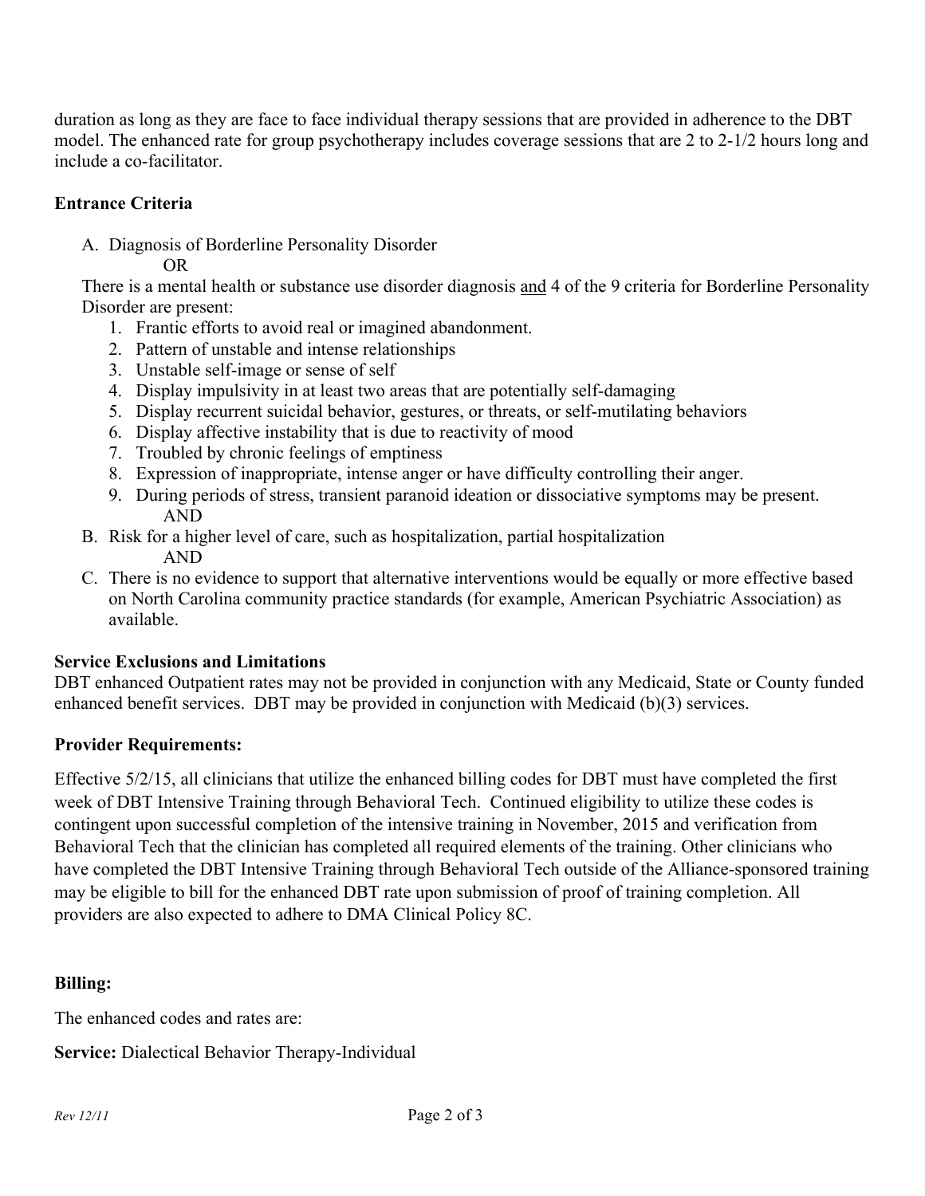duration as long as they are face to face individual therapy sessions that are provided in adherence to the DBT model. The enhanced rate for group psychotherapy includes coverage sessions that are 2 to 2-1/2 hours long and include a co-facilitator.

**Entrance Criteria**

A. Diagnosis of Borderline Personality Disorder

   OR

There is a mental health or substance use disorder diagnosis <u>and</u> 4 of the 9 criteria for Borderline Personality Disorder are present:

1. Frantic efforts to avoid real or imagined abandonment.
2. Pattern of unstable and intense relationships
3. Unstable self-image or sense of self
4. Display impulsivity in at least two areas that are potentially self-damaging
5. Display recurrent suicidal behavior, gestures, or threats, or self-mutilating behaviors
6. Display affective instability that is due to reactivity of mood
7. Troubled by chronic feelings of emptiness
8. Expression of inappropriate, intense anger or have difficulty controlling their anger.
9. During periods of stress, transient paranoid ideation or dissociative symptoms may be present.

   AND

B. Risk for a higher level of care, such as hospitalization, partial hospitalization

   AND

C. There is no evidence to support that alternative interventions would be equally or more effective based on North Carolina community practice standards (for example, American Psychiatric Association) as available.

**Service Exclusions and Limitations**

DBT enhanced Outpatient rates may not be provided in conjunction with any Medicaid, State or County funded enhanced benefit services. DBT may be provided in conjunction with Medicaid (b)(3) services.

**Provider Requirements:**

Effective 5/2/15, all clinicians that utilize the enhanced billing codes for DBT must have completed the first week of DBT Intensive Training through Behavioral Tech. Continued eligibility to utilize these codes is contingent upon successful completion of the intensive training in November, 2015 and verification from Behavioral Tech that the clinician has completed all required elements of the training. Other clinicians who have completed the DBT Intensive Training through Behavioral Tech outside of the Alliance-sponsored training may be eligible to bill for the enhanced DBT rate upon submission of proof of training completion. All providers are also expected to adhere to DMA Clinical Policy 8C.

**Billing:**

The enhanced codes and rates are:

**Service:** Dialectical Behavior Therapy-Individual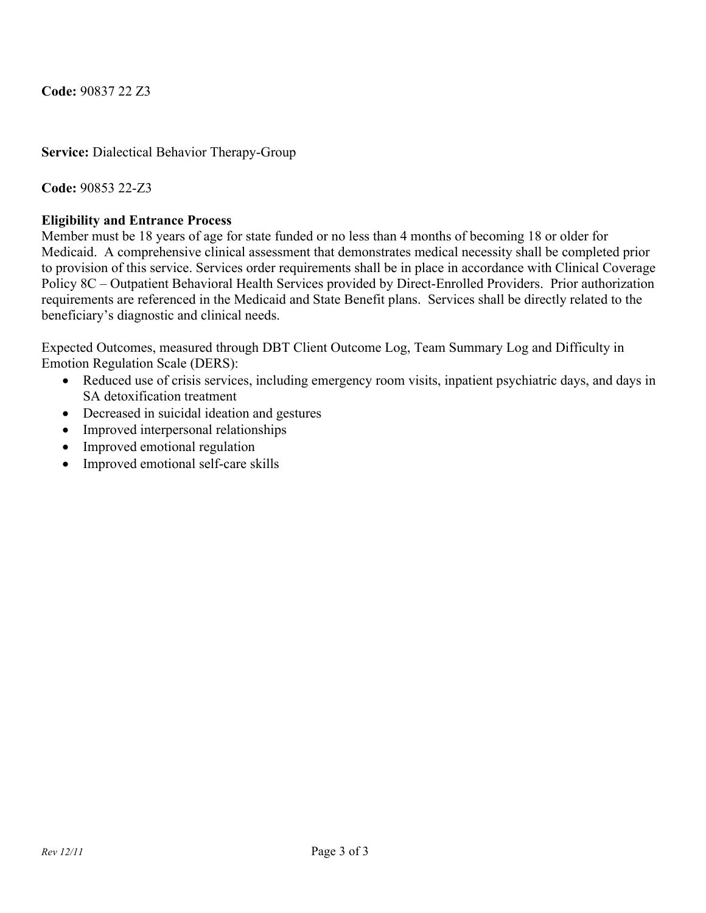**Code:** 90837 22 Z3

**Service:** Dialectical Behavior Therapy-Group

**Code:** 90853 22-Z3

**Eligibility and Entrance Process**

Member must be 18 years of age for state funded or no less than 4 months of becoming 18 or older for Medicaid. A comprehensive clinical assessment that demonstrates medical necessity shall be completed prior to provision of this service. Services order requirements shall be in place in accordance with Clinical Coverage Policy 8C – Outpatient Behavioral Health Services provided by Direct-Enrolled Providers. Prior authorization requirements are referenced in the Medicaid and State Benefit plans. Services shall be directly related to the beneficiary's diagnostic and clinical needs.

Expected Outcomes, measured through DBT Client Outcome Log, Team Summary Log and Difficulty in Emotion Regulation Scale (DERS):

- Reduced use of crisis services, including emergency room visits, inpatient psychiatric days, and days in SA detoxification treatment
- Decreased in suicidal ideation and gestures
- Improved interpersonal relationships
- Improved emotional regulation
- Improved emotional self-care skills